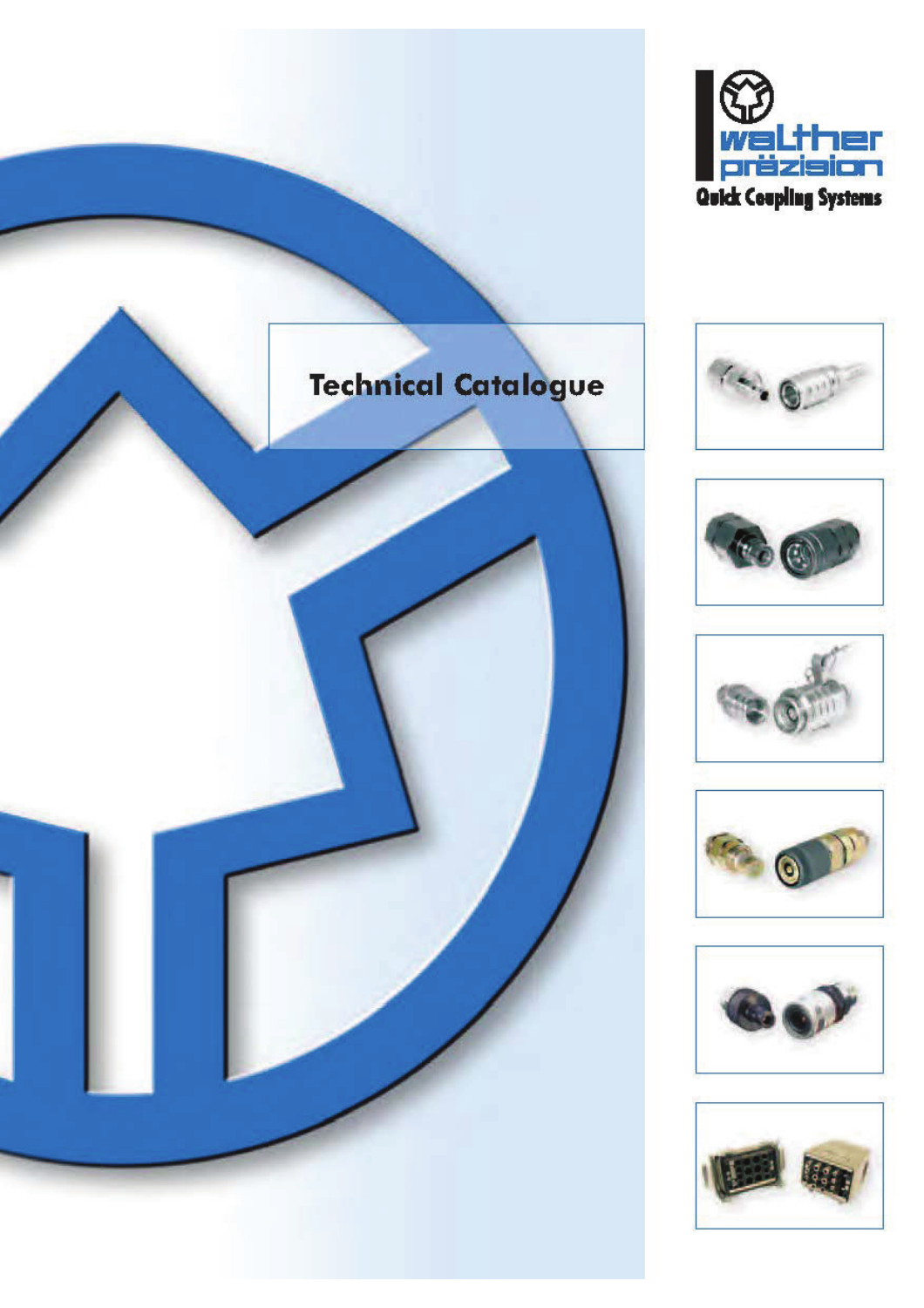walther präzision

Quick Coupling Systems

# Technical Catalogue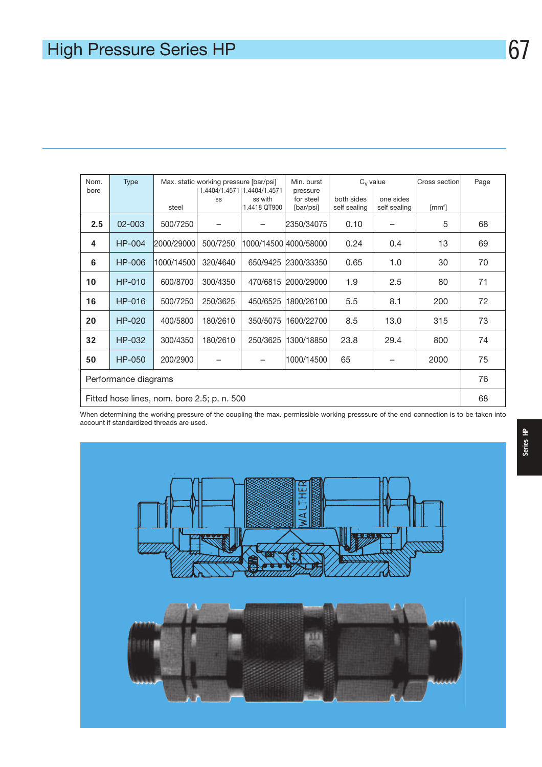# High Pressure Series HP

| Nom. bore | Type | Max. static working pressure [bar/psi] steel | 1.4404/1.4571 ss | 1.4404/1.4571 ss with 1.4418 QT900 | Min. burst pressure for steel [bar/psi] | $C_V$ value both sides self sealing | $C_V$ value one sides self sealing | Cross section [mm²] | Page |
|---|---|---|---|---|---|---|---|---|---|
| **2.5** | 02-003 | 500/7250 | – | – | 2350/34075 | 0.10 | – | 5 | 68 |
| **4** | HP-004 | 2000/29000 | 500/7250 | 1000/14500 | 4000/58000 | 0.24 | 0.4 | 13 | 69 |
| **6** | HP-006 | 1000/14500 | 320/4640 | 650/9425 | 2300/33350 | 0.65 | 1.0 | 30 | 70 |
| **10** | HP-010 | 600/8700 | 300/4350 | 470/6815 | 2000/29000 | 1.9 | 2.5 | 80 | 71 |
| **16** | HP-016 | 500/7250 | 250/3625 | 450/6525 | 1800/26100 | 5.5 | 8.1 | 200 | 72 |
| **20** | HP-020 | 400/5800 | 180/2610 | 350/5075 | 1600/22700 | 8.5 | 13.0 | 315 | 73 |
| **32** | HP-032 | 300/4350 | 180/2610 | 250/3625 | 1300/18850 | 23.8 | 29.4 | 800 | 74 |
| **50** | HP-050 | 200/2900 | – | – | 1000/14500 | 65 | – | 2000 | 75 |
| Performance diagrams | | | | | | | | | 76 |
| Fitted hose lines, nom. bore 2.5; p. n. 500 | | | | | | | | | 68 |

When determining the working pressure of the coupling the max. permissible working presssure of the end connection is to be taken into account if standardized threads are used.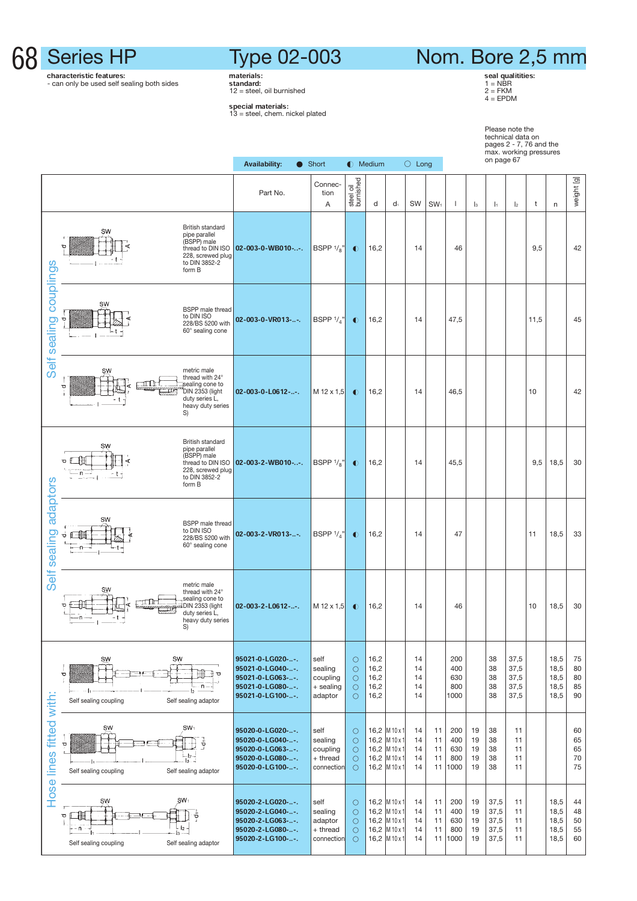# Series HP — Type 02-003 — Nom. Bore 2,5 mm

**characteristic features:**
- can only be used self sealing both sides

**materials:**
**standard:**
12 = steel, oil burnished

**special materials:**
13 = steel, chem. nickel plated

**seal qualitities:**
1 = NBR
2 = FKM
4 = EPDM

Please note the technical data on pages 2 - 7, 76 and the max. working pressures on page 67

**Availability:** ● Short ◐ Medium ○ Long

| Group | Description | Part No. | Connection A | steel oil burnished | d | d₁ | SW | SW₁ | l | l₃ | l₁ | l₂ | t | n | weight [g] |
|---|---|---|---|---|---|---|---|---|---|---|---|---|---|---|---|
| Self sealing couplings | British standard pipe parallel (BSPP) male thread to DIN ISO 228, screwed plug to DIN 3852-2 form B | 02-003-0-WB010-..-. | BSPP $^1/_8$" | ◐ | 16,2 | | 14 | | 46 | | | | 9,5 | | 42 |
| | BSPP male thread to DIN ISO 228/BS 5200 with 60° sealing cone | 02-003-0-VR013-..-. | BSPP $^1/_4$" | ◐ | 16,2 | | 14 | | 47,5 | | | | 11,5 | | 45 |
| | metric male thread with 24° sealing cone to DIN 2353 (light duty series L, heavy duty series S) | 02-003-0-L0612-..-. | M 12 x 1,5 | ◐ | 16,2 | | 14 | | 46,5 | | | | 10 | | 42 |
| Self sealing adaptors | British standard pipe parallel (BSPP) male thread to DIN ISO 228, screwed plug to DIN 3852-2 form B | 02-003-2-WB010-..-. | BSPP $^1/_8$" | ◐ | 16,2 | | 14 | | 45,5 | | | | 9,5 | 18,5 | 30 |
| | BSPP male thread to DIN ISO 228/BS 5200 with 60° sealing cone | 02-003-2-VR013-..-. | BSPP $^1/_4$" | ◐ | 16,2 | | 14 | | 47 | | | | 11 | 18,5 | 33 |
| | metric male thread with 24° sealing cone to DIN 2353 (light duty series L, heavy duty series S) | 02-003-2-L0612-..-. | M 12 x 1,5 | ◐ | 16,2 | | 14 | | 46 | | | | 10 | 18,5 | 30 |
| Hose lines fitted with: | Self sealing coupling – Self sealing adaptor | 95021-0-LG020-..-. | self sealing coupling + sealing adaptor | ○ | 16,2 | | 14 | | 200 | | 38 | 37,5 | | 18,5 | 75 |
| | | 95021-0-LG040-..-. | | ○ | 16,2 | | 14 | | 400 | | 38 | 37,5 | | 18,5 | 80 |
| | | 95021-0-LG063-..-. | | ○ | 16,2 | | 14 | | 630 | | 38 | 37,5 | | 18,5 | 80 |
| | | 95021-0-LG080-..-. | | ○ | 16,2 | | 14 | | 800 | | 38 | 37,5 | | 18,5 | 85 |
| | | 95021-0-LG100-..-. | | ○ | 16,2 | | 14 | | 1000 | | 38 | 37,5 | | 18,5 | 90 |
| | Self sealing coupling – Self sealing adaptor | 95020-0-LG020-..-. | self sealing coupling + thread connection | ○ | 16,2 | M 10 x 1 | 14 | 11 | 200 | 19 | 38 | 11 | | | 60 |
| | | 95020-0-LG040-..-. | | ○ | 16,2 | M 10 x 1 | 14 | 11 | 400 | 19 | 38 | 11 | | | 65 |
| | | 95020-0-LG063-..-. | | ○ | 16,2 | M 10 x 1 | 14 | 11 | 630 | 19 | 38 | 11 | | | 65 |
| | | 95020-0-LG080-..-. | | ○ | 16,2 | M 10 x 1 | 14 | 11 | 800 | 19 | 38 | 11 | | | 70 |
| | | 95020-0-LG100-..-. | | ○ | 16,2 | M 10 x 1 | 14 | 11 | 1000 | 19 | 38 | 11 | | | 75 |
| | Self sealing coupling – Self sealing adaptor | 95020-2-LG020-..-. | self sealing adaptor + thread connection | ○ | 16,2 | M 10 x 1 | 14 | 11 | 200 | 19 | 37,5 | 11 | | 18,5 | 44 |
| | | 95020-2-LG040-..-. | | ○ | 16,2 | M 10 x 1 | 14 | 11 | 400 | 19 | 37,5 | 11 | | 18,5 | 48 |
| | | 95020-2-LG063-..-. | | ○ | 16,2 | M 10 x 1 | 14 | 11 | 630 | 19 | 37,5 | 11 | | 18,5 | 50 |
| | | 95020-2-LG080-..-. | | ○ | 16,2 | M 10 x 1 | 14 | 11 | 800 | 19 | 37,5 | 11 | | 18,5 | 55 |
| | | 95020-2-LG100-..-. | | ○ | 16,2 | M 10 x 1 | 14 | 11 | 1000 | 19 | 37,5 | 11 | | 18,5 | 60 |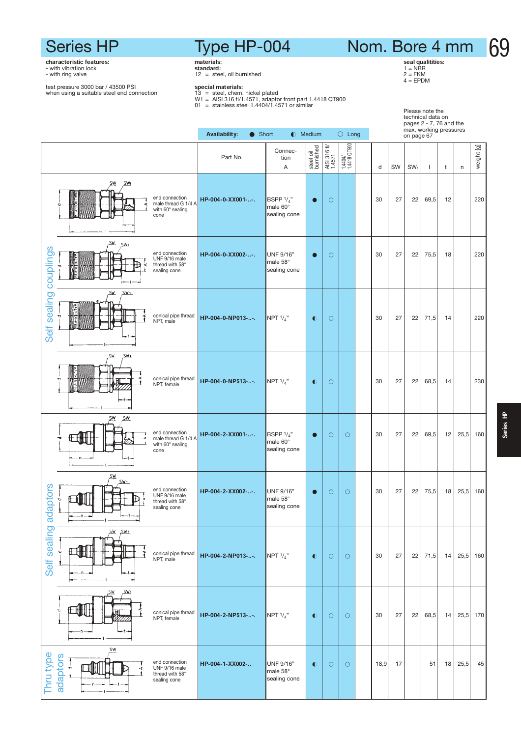# Series HP — Type HP-004 — Nom. Bore 4 mm

**characteristic features:**
- with vibration lock
- with ring valve

test pressure 3000 bar / 43500 PSI
when using a suitable steel end connection

**materials:**
**standard:**
12 = steel, oil burnished

**special materials:**
13 = steel, chem. nickel plated
W1 = AISI 316 ti/1.4571, adaptor front part 1.4418 QT900
01 = stainless steel 1.4404/1.4571 or similar

**seal qualitities:**
1 = NBR
2 = FKM
4 = EPDM

Please note the technical data on pages 2 - 7, 76 and the max. working pressures on page 67

**Availability:** ● Short ◐ Medium ○ Long

| Group | Description | Part No. | Connection A | steel oil burnished | AISI 316 ti/ 1.4571 | 1.4404/ 1.4418 QT900 | | d | SW | SW₁ | l | t | n | weight [g] |
|---|---|---|---|---|---|---|---|---|---|---|---|---|---|---|
| Self sealing couplings | end connection male thread G 1/4 A with 60° sealing cone | HP-004-0-XX001-..-. | BSPP $^1/_4$" male 60° sealing cone | ● | ○ | | | 30 | 27 | 22 | 69,5 | 12 | | 220 |
| Self sealing couplings | end connection UNF 9/16 male thread with 58° sealing cone | HP-004-0-XX002-..-. | UNF 9/16" male 58° sealing cone | ● | ○ | | | 30 | 27 | 22 | 75,5 | 18 | | 220 |
| Self sealing couplings | conical pipe thread NPT, male | HP-004-0-NP013-..-. | NPT $^1/_4$" | ◐ | ○ | | | 30 | 27 | 22 | 71,5 | 14 | | 220 |
| Self sealing couplings | conical pipe thread NPT, female | HP-004-0-NP513-..-. | NPT $^1/_4$" | ◐ | ○ | | | 30 | 27 | 22 | 68,5 | 14 | | 230 |
| Self sealing adaptors | end connection male thread G 1/4 A with 60° sealing cone | HP-004-2-XX001-..-. | BSPP $^1/_4$" male 60° sealing cone | ● | ○ | ○ | | 30 | 27 | 22 | 69,5 | 12 | 25,5 | 160 |
| Self sealing adaptors | end connection UNF 9/16 male thread with 58° sealing cone | HP-004-2-XX002-..-. | UNF 9/16" male 58° sealing cone | ● | ○ | ○ | | 30 | 27 | 22 | 75,5 | 18 | 25,5 | 160 |
| Self sealing adaptors | conical pipe thread NPT, male | HP-004-2-NP013-..-. | NPT $^1/_4$" | ◐ | ○ | ○ | | 30 | 27 | 22 | 71,5 | 14 | 25,5 | 160 |
| Self sealing adaptors | conical pipe thread NPT, female | HP-004-2-NP513-..-. | NPT $^1/_4$" | ◐ | ○ | ○ | | 30 | 27 | 22 | 68,5 | 14 | 25,5 | 170 |
| Thru type adaptors | end connection UNF 9/16 male thread with 58° sealing cone | HP-004-1-XX002-.. | UNF 9/16" male 58° sealing cone | ◐ | ○ | ○ | | 18,9 | 17 | | 51 | 18 | 25,5 | 45 |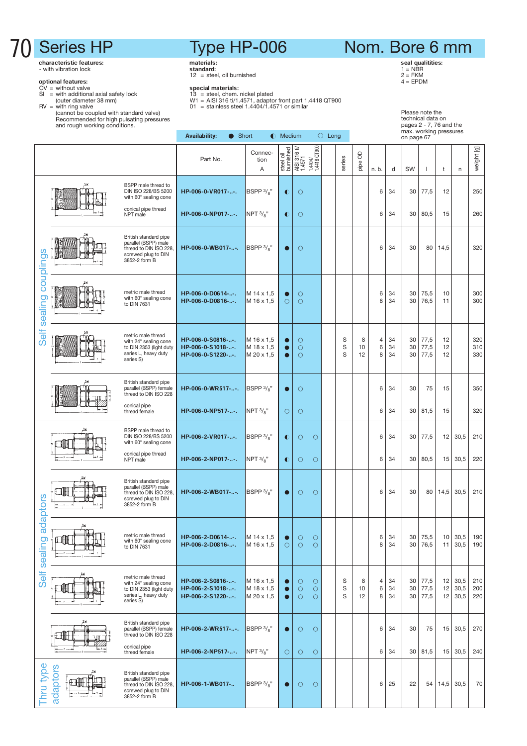# Series HP — Type HP-006 — Nom. Bore 6 mm

**characteristic features:**
- with vibration lock

**optional features:**
- OV = without valve
- SI = with additional axial safety lock (outer diameter 38 mm)
- RV = with ring valve (cannot be coupled with standard valve) Recommended for high pulsating pressures and rough working conditions.

**materials:**
**standard:**
12 = steel, oil burnished

**special materials:**
13 = steel, chem. nickel plated
W1 = AISI 316 ti/1.4571, adaptor front part 1.4418 QT900
01 = stainless steel 1.4404/1.4571 or similar

**seal qualitities:**
1 = NBR
2 = FKM
4 = EPDM

Please note the technical data on pages 2 - 7, 76 and the max. working pressures on page 67

**Availability:** ● Short ◐ Medium ○ Long

| Group | Description | Part No. | Connection A | steel oil burnished | AISI 316 ti/ 1.4571 | 1.4404/ 1.4418 QT900 | series | pipe OD | n. b. | d | SW | l | t | n | weight [g] |
|---|---|---|---|---|---|---|---|---|---|---|---|---|---|---|---|
| Self sealing couplings | BSPP male thread to DIN ISO 228/BS 5200 with 60° sealing cone | HP-006-0-VR017-..-. | BSPP 3/8" | ◐ | ○ | | | | 6 | 34 | 30 | 77,5 | 12 | | 250 |
| | conical pipe thread NPT male | HP-006-0-NP017-..-. | NPT 3/8" | ◐ | ○ | | | | 6 | 34 | 30 | 80,5 | 15 | | 260 |
| | British standard pipe parallel (BSPP) male thread to DIN ISO 228, screwed plug to DIN 3852-2 form B | HP-006-0-WB017-..-. | BSPP 3/8" | ● | ○ | | | | 6 | 34 | 30 | 80 | 14,5 | | 320 |
| | metric male thread with 60° sealing cone to DIN 7631 | HP-006-0-D0614-..-. | M 14 x 1,5 | ● | ○ | | | | 6 | 34 | 30 | 75,5 | 10 | | 300 |
| | | HP-006-0-D0816-..-. | M 16 x 1,5 | ○ | ○ | | | | 8 | 34 | 30 | 76,5 | 11 | | 300 |
| | metric male thread with 24° sealing cone to DIN 2353 (light duty series L, heavy duty series S) | HP-006-0-S0816-..-. | M 16 x 1,5 | ● | ○ | | S | 8 | 4 | 34 | 30 | 77,5 | 12 | | 320 |
| | | HP-006-0-S1018-..-. | M 18 x 1,5 | ● | ○ | | S | 10 | 6 | 34 | 30 | 77,5 | 12 | | 310 |
| | | HP-006-0-S1220-..-. | M 20 x 1,5 | ● | ○ | | S | 12 | 8 | 34 | 30 | 77,5 | 12 | | 330 |
| | British standard pipe parallel (BSPP) female thread to DIN ISO 228 | HP-006-0-WR517-..-. | BSPP 3/8" | ● | ○ | | | | 6 | 34 | 30 | 75 | 15 | | 350 |
| | conical pipe thread female | HP-006-0-NP517-..-. | NPT 3/8" | ○ | ○ | | | | 6 | 34 | 30 | 81,5 | 15 | | 320 |
| Self sealing adaptors | BSPP male thread to DIN ISO 228/BS 5200 with 60° sealing cone | HP-006-2-VR017-..-. | BSPP 3/8" | ◐ | ○ | ○ | | | 6 | 34 | 30 | 77,5 | 12 | 30,5 | 210 |
| | conical pipe thread NPT male | HP-006-2-NP017-..-. | NPT 3/8" | ◐ | ○ | ○ | | | 6 | 34 | 30 | 80,5 | 15 | 30,5 | 220 |
| | British standard pipe parallel (BSPP) male thread to DIN ISO 228, screwed plug to DIN 3852-2 form B | HP-006-2-WB017-..-. | BSPP 3/8" | ● | ○ | ○ | | | 6 | 34 | 30 | 80 | 14,5 | 30,5 | 210 |
| | metric male thread with 60° sealing cone to DIN 7631 | HP-006-2-D0614-..-. | M 14 x 1,5 | ● | ○ | ○ | | | 6 | 34 | 30 | 75,5 | 10 | 30,5 | 190 |
| | | HP-006-2-D0816-..-. | M 16 x 1,5 | ○ | ○ | ○ | | | 8 | 34 | 30 | 76,5 | 11 | 30,5 | 190 |
| | metric male thread with 24° sealing cone to DIN 2353 (light duty series L, heavy duty series S) | HP-006-2-S0816-..-. | M 16 x 1,5 | ● | ○ | ○ | S | 8 | 4 | 34 | 30 | 77,5 | 12 | 30,5 | 210 |
| | | HP-006-2-S1018-..-. | M 18 x 1,5 | ● | ○ | ○ | S | 10 | 6 | 34 | 30 | 77,5 | 12 | 30,5 | 200 |
| | | HP-006-2-S1220-..-. | M 20 x 1,5 | ● | ○ | ○ | S | 12 | 8 | 34 | 30 | 77,5 | 12 | 30,5 | 220 |
| | British standard pipe parallel (BSPP) female thread to DIN ISO 228 | HP-006-2-WR517-..-. | BSPP 3/8" | ● | ○ | ○ | | | 6 | 34 | 30 | 75 | 15 | 30,5 | 270 |
| | conical pipe thread female | HP-006-2-NP517-..-. | NPT 3/8" | ○ | ○ | ○ | | | 6 | 34 | 30 | 81,5 | 15 | 30,5 | 240 |
| Thru type adaptors | British standard pipe parallel (BSPP) male thread to DIN ISO 228, screwed plug to DIN 3852-2 form B | HP-006-1-WB017-.. | BSPP 3/8" | ● | ○ | ○ | | | 6 | 25 | 22 | 54 | 14,5 | 30,5 | 70 |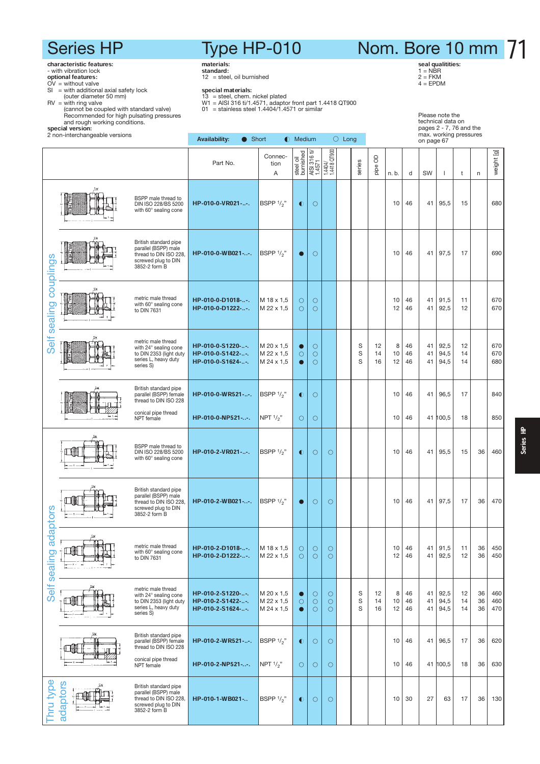# Series HP — Type HP-010 — Nom. Bore 10 mm

**characteristic features:**
- with vibration lock

**optional features:**
- OV = without valve
- SI = with additional axial safety lock (outer diameter 50 mm)
- RV = with ring valve (cannot be coupled with standard valve) Recommended for high pulsating pressures and rough working conditions.

**special version:**
2 non-interchangeable versions

**materials:**
**standard:**
12 = steel, oil burnished

**special materials:**
13 = steel, chem. nickel plated
W1 = AISI 316 ti/1.4571, adaptor front part 1.4418 QT900
01 = stainless steel 1.4404/1.4571 or similar

**seal qualitities:**
1 = NBR
2 = FKM
4 = EPDM

Please note the technical data on pages 2 - 7, 76 and the max. working pressures on page 67

Availability: ● Short ◐ Medium ○ Long

| | Description | Part No. | Connection A | steel oil burnished | AISI 316 ti/ 1.4571 | 1.4404/ 1.4418 QT900 | | series | pipe OD | n. b. | d | SW | l | t | n | weight [g] |
|---|---|---|---|---|---|---|---|---|---|---|---|---|---|---|---|---|
| Self sealing couplings | BSPP male thread to DIN ISO 228/BS 5200 with 60° sealing cone | HP-010-0-VR021-..-. | BSPP 1/2" | ◐ | ○ | | | | | 10 | 46 | 41 | 95,5 | 15 | | 680 |
| | British standard pipe parallel (BSPP) male thread to DIN ISO 228, screwed plug to DIN 3852-2 form B | HP-010-0-WB021-..-. | BSPP 1/2" | ● | ○ | | | | | 10 | 46 | 41 | 97,5 | 17 | | 690 |
| | metric male thread with 60° sealing cone to DIN 7631 | HP-010-0-D1018-..-. | M 18 x 1,5 | ○ | ○ | | | | | 10 | 46 | 41 | 91,5 | 11 | | 670 |
| | | HP-010-0-D1222-..-. | M 22 x 1,5 | ○ | ○ | | | | | 12 | 46 | 41 | 92,5 | 12 | | 670 |
| | metric male thread with 24° sealing cone to DIN 2353 (light duty series L, heavy duty series S) | HP-010-0-S1220-..-. | M 20 x 1,5 | ● | ○ | | | S | 12 | 8 | 46 | 41 | 92,5 | 12 | | 670 |
| | | HP-010-0-S1422-..-. | M 22 x 1,5 | ○ | ○ | | | S | 14 | 10 | 46 | 41 | 94,5 | 14 | | 670 |
| | | HP-010-0-S1624-..-. | M 24 x 1,5 | ● | ○ | | | S | 16 | 12 | 46 | 41 | 94,5 | 14 | | 680 |
| | British standard pipe parallel (BSPP) female thread to DIN ISO 228 | HP-010-0-WR521-..-. | BSPP 1/2" | ◐ | ○ | | | | | 10 | 46 | 41 | 96,5 | 17 | | 840 |
| | conical pipe thread NPT female | HP-010-0-NP521-..-. | NPT 1/2" | ○ | ○ | | | | | 10 | 46 | 41 | 100,5 | 18 | | 850 |
| Self sealing adaptors | BSPP male thread to DIN ISO 228/BS 5200 with 60° sealing cone | HP-010-2-VR021-..-. | BSPP 1/2" | ◐ | ○ | ○ | | | | 10 | 46 | 41 | 95,5 | 15 | 36 | 460 |
| | British standard pipe parallel (BSPP) male thread to DIN ISO 228, screwed plug to DIN 3852-2 form B | HP-010-2-WB021-..-. | BSPP 1/2" | ● | ○ | ○ | | | | 10 | 46 | 41 | 97,5 | 17 | 36 | 470 |
| | metric male thread with 60° sealing cone to DIN 7631 | HP-010-2-D1018-..-. | M 18 x 1,5 | ○ | ○ | ○ | | | | 10 | 46 | 41 | 91,5 | 11 | 36 | 450 |
| | | HP-010-2-D1222-..-. | M 22 x 1,5 | ○ | ○ | ○ | | | | 12 | 46 | 41 | 92,5 | 12 | 36 | 450 |
| | metric male thread with 24° sealing cone to DIN 2353 (light duty series L, heavy duty series S) | HP-010-2-S1220-..-. | M 20 x 1,5 | ● | ○ | ○ | | S | 12 | 8 | 46 | 41 | 92,5 | 12 | 36 | 460 |
| | | HP-010-2-S1422-..-. | M 22 x 1,5 | ○ | ○ | ○ | | S | 14 | 10 | 46 | 41 | 94,5 | 14 | 36 | 460 |
| | | HP-010-2-S1624-..-. | M 24 x 1,5 | ● | ○ | ○ | | S | 16 | 12 | 46 | 41 | 94,5 | 14 | 36 | 470 |
| | British standard pipe parallel (BSPP) female thread to DIN ISO 228 | HP-010-2-WR521-..-. | BSPP 1/2" | ◐ | ○ | ○ | | | | 10 | 46 | 41 | 96,5 | 17 | 36 | 620 |
| | conical pipe thread NPT female | HP-010-2-NP521-..-. | NPT 1/2" | ○ | ○ | ○ | | | | 10 | 46 | 41 | 100,5 | 18 | 36 | 630 |
| Thru type adaptors | British standard pipe parallel (BSPP) male thread to DIN ISO 228, screwed plug to DIN 3852-2 form B | HP-010-1-WB021-.. | BSPP 1/2" | ◐ | ○ | ○ | | | | 10 | 30 | 27 | 63 | 17 | 36 | 130 |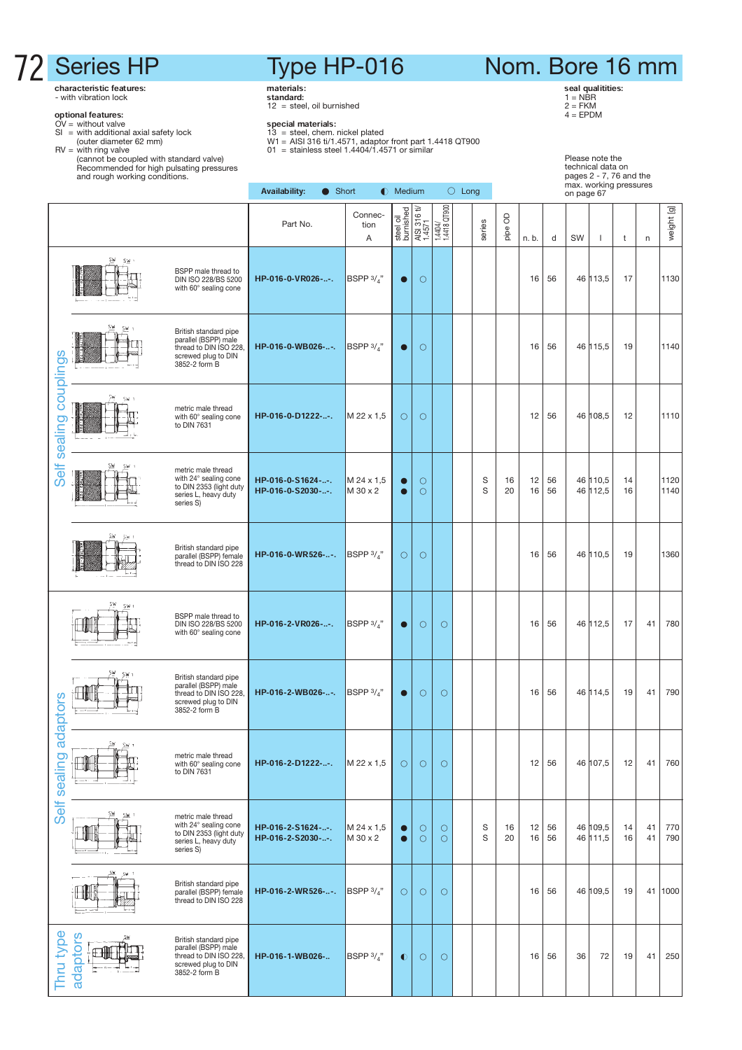# Series HP — Type HP-016 — Nom. Bore 16 mm

**characteristic features:**
- with vibration lock

**optional features:**
OV = without valve
SI = with additional axial safety lock (outer diameter 62 mm)
RV = with ring valve (cannot be coupled with standard valve) Recommended for high pulsating pressures and rough working conditions.

**materials:**
**standard:**
12 = steel, oil burnished

**special materials:**
13 = steel, chem. nickel plated
W1 = AISI 316 ti/1.4571, adaptor front part 1.4418 QT900
01 = stainless steel 1.4404/1.4571 or similar

**seal qualitities:**
1 = NBR
2 = FKM
4 = EPDM

Please note the technical data on pages 2 - 7, 76 and the max. working pressures on page 67

**Availability:** ● Short ◐ Medium ○ Long

| Type | Description | Part No. | Connection A | steel oil burnished | AISI 316 ti/ 1.4571 | 1.4404/ 1.4418 QT900 | series | pipe OD | n. b. | d | SW | l | t | n | weight [g] |
|---|---|---|---|---|---|---|---|---|---|---|---|---|---|---|---|
| Self sealing couplings | BSPP male thread to DIN ISO 228/BS 5200 with 60° sealing cone | HP-016-0-VR026-..-. | BSPP 3/4" | ● | ○ | | | | 16 | 56 | 46 | 113,5 | 17 | | 1130 |
| Self sealing couplings | British standard pipe parallel (BSPP) male thread to DIN ISO 228, screwed plug to DIN 3852-2 form B | HP-016-0-WB026-..-. | BSPP 3/4" | ● | ○ | | | | 16 | 56 | 46 | 115,5 | 19 | | 1140 |
| Self sealing couplings | metric male thread with 60° sealing cone to DIN 7631 | HP-016-0-D1222-..-. | M 22 x 1,5 | ○ | ○ | | | | 12 | 56 | 46 | 108,5 | 12 | | 1110 |
| Self sealing couplings | metric male thread with 24° sealing cone to DIN 2353 (light duty series L, heavy duty series S) | HP-016-0-S1624-..-.<br>HP-016-0-S2030-..-. | M 24 x 1,5<br>M 30 x 2 | ●<br>● | ○<br>○ | | S<br>S | 16<br>20 | 12<br>16 | 56<br>56 | 46<br>46 | 110,5<br>112,5 | 14<br>16 | | 1120<br>1140 |
| Self sealing couplings | British standard pipe parallel (BSPP) female thread to DIN ISO 228 | HP-016-0-WR526-..-. | BSPP 3/4" | ○ | ○ | | | | 16 | 56 | 46 | 110,5 | 19 | | 1360 |
| Self sealing adaptors | BSPP male thread to DIN ISO 228/BS 5200 with 60° sealing cone | HP-016-2-VR026-..-. | BSPP 3/4" | ● | ○ | ○ | | | 16 | 56 | 46 | 112,5 | 17 | 41 | 780 |
| Self sealing adaptors | British standard pipe parallel (BSPP) male thread to DIN ISO 228, screwed plug to DIN 3852-2 form B | HP-016-2-WB026-..-. | BSPP 3/4" | ● | ○ | ○ | | | 16 | 56 | 46 | 114,5 | 19 | 41 | 790 |
| Self sealing adaptors | metric male thread with 60° sealing cone to DIN 7631 | HP-016-2-D1222-..-. | M 22 x 1,5 | ○ | ○ | ○ | | | 12 | 56 | 46 | 107,5 | 12 | 41 | 760 |
| Self sealing adaptors | metric male thread with 24° sealing cone to DIN 2353 (light duty series L, heavy duty series S) | HP-016-2-S1624-..-.<br>HP-016-2-S2030-..-. | M 24 x 1,5<br>M 30 x 2 | ●<br>● | ○<br>○ | ○<br>○ | S<br>S | 16<br>20 | 12<br>16 | 56<br>56 | 46<br>46 | 109,5<br>111,5 | 14<br>16 | 41<br>41 | 770<br>790 |
| Self sealing adaptors | British standard pipe parallel (BSPP) female thread to DIN ISO 228 | HP-016-2-WR526-..-. | BSPP 3/4" | ○ | ○ | ○ | | | 16 | 56 | 46 | 109,5 | 19 | 41 | 1000 |
| Thru type adaptors | British standard pipe parallel (BSPP) male thread to DIN ISO 228, screwed plug to DIN 3852-2 form B | HP-016-1-WB026-.. | BSPP 3/4" | ◐ | ○ | ○ | | | 16 | 56 | 36 | 72 | 19 | 41 | 250 |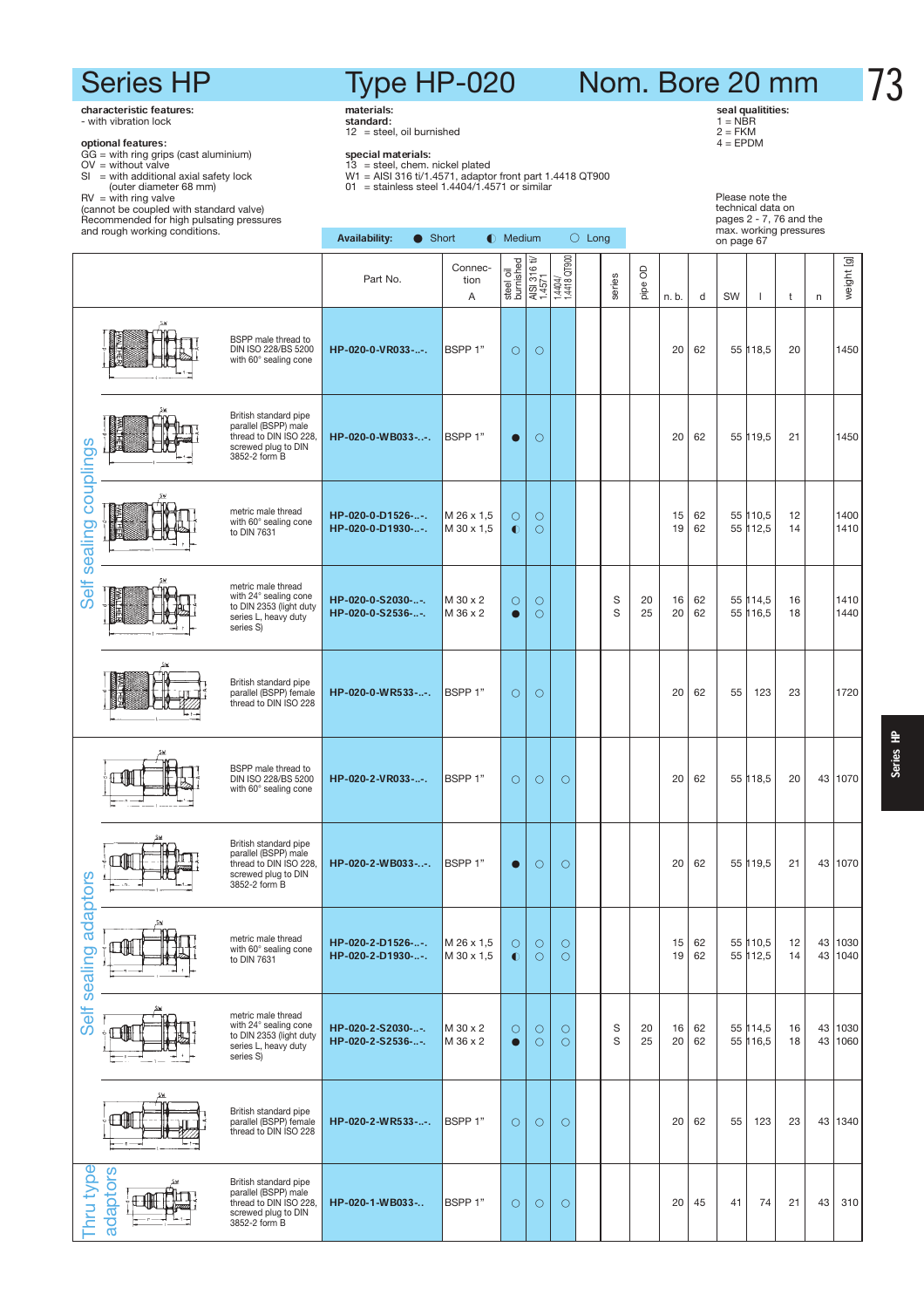# Series HP — Type HP-020 — Nom. Bore 20 mm

**characteristic features:**
- with vibration lock

**optional features:**
GG = with ring grips (cast aluminium)
OV = without valve
SI = with additional axial safety lock (outer diameter 68 mm)
RV = with ring valve
(cannot be coupled with standard valve)
Recommended for high pulsating pressures and rough working conditions.

**materials:**
**standard:**
12 = steel, oil burnished

**special materials:**
13 = steel, chem. nickel plated
W1 = AISI 316 ti/1.4571, adaptor front part 1.4418 QT900
01 = stainless steel 1.4404/1.4571 or similar

**seal qualitities:**
1 = NBR
2 = FKM
4 = EPDM

Please note the technical data on pages 2 - 7, 76 and the max. working pressures on page 67

**Availability:** ● Short ◐ Medium ○ Long

| Group | Description | Part No. | Connection A | steel oil burnished | AISI 316 ti/ 1.4571 | 1.4404/ 1.4418 QT900 | | series | pipe OD | n. b. | d | SW | l | t | n | weight [g] |
|---|---|---|---|---|---|---|---|---|---|---|---|---|---|---|---|---|
| Self sealing couplings | BSPP male thread to DIN ISO 228/BS 5200 with 60° sealing cone | **HP-020-0-VR033-..-.** | BSPP 1" | ○ | ○ | | | | | 20 | 62 | 55 | 118,5 | 20 | | 1450 |
| Self sealing couplings | British standard pipe parallel (BSPP) male thread to DIN ISO 228, screwed plug to DIN 3852-2 form B | **HP-020-0-WB033-..-.** | BSPP 1" | ● | ○ | | | | | 20 | 62 | 55 | 119,5 | 21 | | 1450 |
| Self sealing couplings | metric male thread with 60° sealing cone to DIN 7631 | **HP-020-0-D1526-..-.** | M 26 x 1,5 | ○ | ○ | | | | | 15 | 62 | 55 | 110,5 | 12 | | 1400 |
| | | **HP-020-0-D1930-..-.** | M 30 x 1,5 | ◐ | ○ | | | | | 19 | 62 | 55 | 112,5 | 14 | | 1410 |
| Self sealing couplings | metric male thread with 24° sealing cone to DIN 2353 (light duty series L, heavy duty series S) | **HP-020-0-S2030-..-.** | M 30 x 2 | ○ | ○ | | | S | 20 | 16 | 62 | 55 | 114,5 | 16 | | 1410 |
| | | **HP-020-0-S2536-..-.** | M 36 x 2 | ● | ○ | | | S | 25 | 20 | 62 | 55 | 116,5 | 18 | | 1440 |
| Self sealing couplings | British standard pipe parallel (BSPP) female thread to DIN ISO 228 | **HP-020-0-WR533-..-.** | BSPP 1" | ○ | ○ | | | | | 20 | 62 | 55 | 123 | 23 | | 1720 |
| Self sealing adaptors | BSPP male thread to DIN ISO 228/BS 5200 with 60° sealing cone | **HP-020-2-VR033-..-.** | BSPP 1" | ○ | ○ | ○ | | | | 20 | 62 | 55 | 118,5 | 20 | 43 | 1070 |
| Self sealing adaptors | British standard pipe parallel (BSPP) male thread to DIN ISO 228, screwed plug to DIN 3852-2 form B | **HP-020-2-WB033-..-.** | BSPP 1" | ● | ○ | ○ | | | | 20 | 62 | 55 | 119,5 | 21 | 43 | 1070 |
| Self sealing adaptors | metric male thread with 60° sealing cone to DIN 7631 | **HP-020-2-D1526-..-.** | M 26 x 1,5 | ○ | ○ | ○ | | | | 15 | 62 | 55 | 110,5 | 12 | 43 | 1030 |
| | | **HP-020-2-D1930-..-.** | M 30 x 1,5 | ◐ | ○ | ○ | | | | 19 | 62 | 55 | 112,5 | 14 | 43 | 1040 |
| Self sealing adaptors | metric male thread with 24° sealing cone to DIN 2353 (light duty series L, heavy duty series S) | **HP-020-2-S2030-..-.** | M 30 x 2 | ○ | ○ | ○ | | S | 20 | 16 | 62 | 55 | 114,5 | 16 | 43 | 1030 |
| | | **HP-020-2-S2536-..-.** | M 36 x 2 | ● | ○ | ○ | | S | 25 | 20 | 62 | 55 | 116,5 | 18 | 43 | 1060 |
| Self sealing adaptors | British standard pipe parallel (BSPP) female thread to DIN ISO 228 | **HP-020-2-WR533-..-.** | BSPP 1" | ○ | ○ | ○ | | | | 20 | 62 | 55 | 123 | 23 | 43 | 1340 |
| Thru type adaptors | British standard pipe parallel (BSPP) male thread to DIN ISO 228, screwed plug to DIN 3852-2 form B | **HP-020-1-WB033-..** | BSPP 1" | ○ | ○ | ○ | | | | 20 | 45 | 41 | 74 | 21 | 43 | 310 |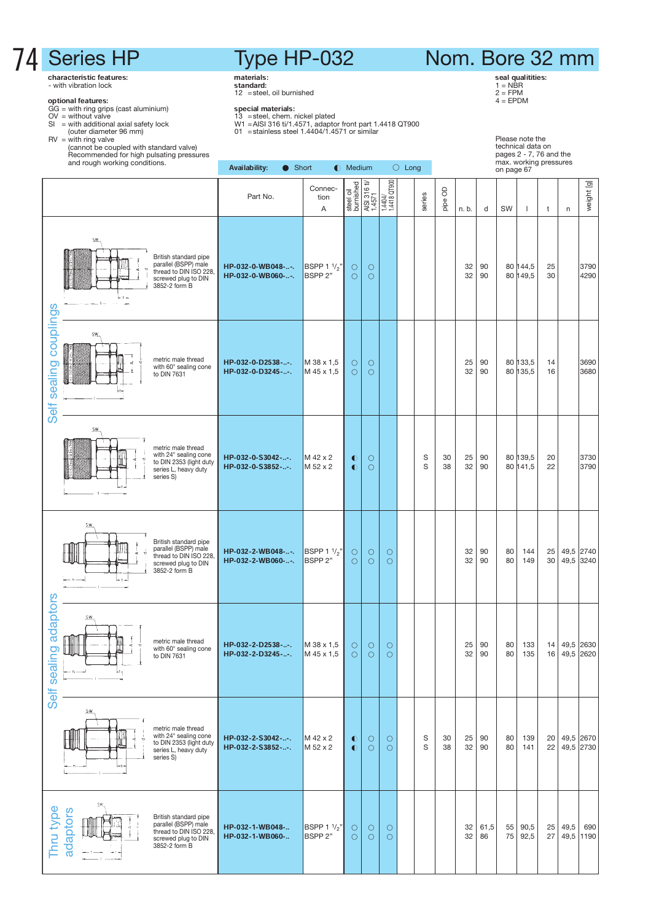# Series HP — Type HP-032 — Nom. Bore 32 mm

**characteristic features:**
- with vibration lock

**optional features:**
GG = with ring grips (cast aluminium)
OV = without valve
SI = with additional axial safety lock (outer diameter 96 mm)
RV = with ring valve (cannot be coupled with standard valve) Recommended for high pulsating pressures and rough working conditions.

**materials:**
**standard:**
12 = steel, oil burnished

**special materials:**
13 = steel, chem. nickel plated
W1 = AISI 316 ti/1.4571, adaptor front part 1.4418 QT900
01 = stainless steel 1.4404/1.4571 or similar

**seal qualitities:**
1 = NBR
2 = FPM
4 = EPDM

Please note the technical data on pages 2 - 7, 76 and the max. working pressures on page 67

**Availability:** ● Short ◐ Medium ○ Long

| | Description | Part No. | Connection A | steel oil burnished | AISI 316 ti/ 1.4571 | 1.4404/ 1.4418 QT900 | | series | pipe OD | n. b. | d | SW | l | t | n | weight [g] |
|---|---|---|---|---|---|---|---|---|---|---|---|---|---|---|---|---|
| Self sealing couplings | British standard pipe parallel (BSPP) male thread to DIN ISO 228, screwed plug to DIN 3852-2 form B | HP-032-0-WB048-..-. | BSPP 1 1/2" | ○ | ○ | | | | | 32 | 90 | 80 | 144,5 | 25 | | 3790 |
| | | HP-032-0-WB060-..-. | BSPP 2" | ○ | ○ | | | | | 32 | 90 | 80 | 149,5 | 30 | | 4290 |
| | metric male thread with 60° sealing cone to DIN 7631 | HP-032-0-D2538-..-. | M 38 x 1,5 | ○ | ○ | | | | | 25 | 90 | 80 | 133,5 | 14 | | 3690 |
| | | HP-032-0-D3245-..-. | M 45 x 1,5 | ○ | ○ | | | | | 32 | 90 | 80 | 135,5 | 16 | | 3680 |
| | metric male thread with 24° sealing cone to DIN 2353 (light duty series L, heavy duty series S) | HP-032-0-S3042-..-. | M 42 x 2 | ◐ | ○ | | | S | 30 | 25 | 90 | 80 | 139,5 | 20 | | 3730 |
| | | HP-032-0-S3852-..-. | M 52 x 2 | ◐ | ○ | | | S | 38 | 32 | 90 | 80 | 141,5 | 22 | | 3790 |
| Self sealing adaptors | British standard pipe parallel (BSPP) male thread to DIN ISO 228, screwed plug to DIN 3852-2 form B | HP-032-2-WB048-..-. | BSPP 1 1/2" | ○ | ○ | ○ | | | | 32 | 90 | 80 | 144 | 25 | 49,5 | 2740 |
| | | HP-032-2-WB060-..-. | BSPP 2" | ○ | ○ | ○ | | | | 32 | 90 | 80 | 149 | 30 | 49,5 | 3240 |
| | metric male thread with 60° sealing cone to DIN 7631 | HP-032-2-D2538-..-. | M 38 x 1,5 | ○ | ○ | ○ | | | | 25 | 90 | 80 | 133 | 14 | 49,5 | 2630 |
| | | HP-032-2-D3245-..-. | M 45 x 1,5 | ○ | ○ | ○ | | | | 32 | 90 | 80 | 135 | 16 | 49,5 | 2620 |
| | metric male thread with 24° sealing cone to DIN 2353 (light duty series L, heavy duty series S) | HP-032-2-S3042-..-. | M 42 x 2 | ◐ | ○ | ○ | | S | 30 | 25 | 90 | 80 | 139 | 20 | 49,5 | 2670 |
| | | HP-032-2-S3852-..-. | M 52 x 2 | ◐ | ○ | ○ | | S | 38 | 32 | 90 | 80 | 141 | 22 | 49,5 | 2730 |
| Thru type adaptors | British standard pipe parallel (BSPP) male thread to DIN ISO 228, screwed plug to DIN 3852-2 form B | HP-032-1-WB048-.. | BSPP 1 1/2" | ○ | ○ | ○ | | | | 32 | 61,5 | 55 | 90,5 | 25 | 49,5 | 690 |
| | | HP-032-1-WB060-.. | BSPP 2" | ○ | ○ | ○ | | | | 32 | 86 | 75 | 92,5 | 27 | 49,5 | 1190 |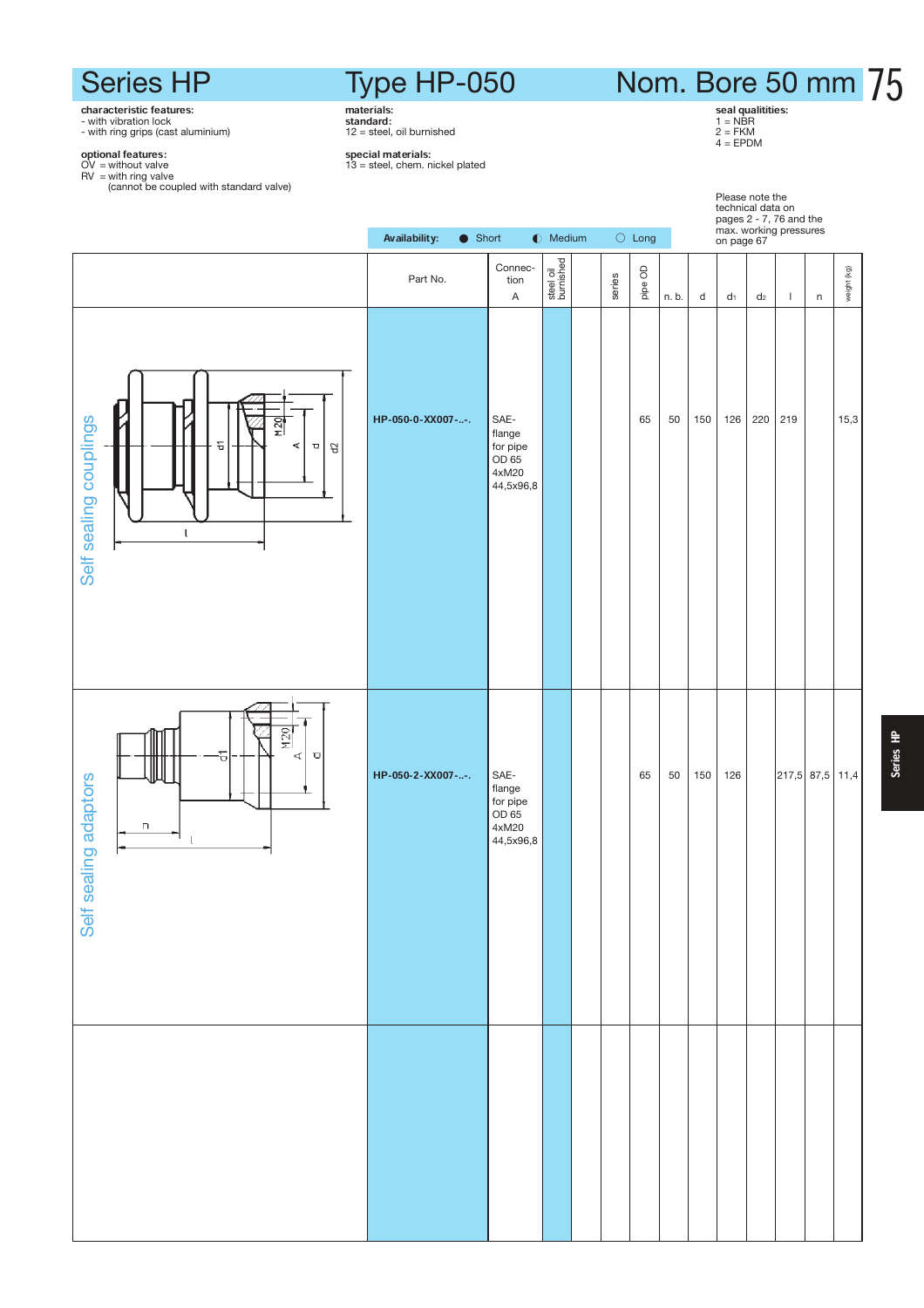# Series HP

# Type HP-050

# Nom. Bore 50 mm

**characteristic features:**
- with vibration lock
- with ring grips (cast aluminium)

**optional features:**
OV = without valve
RV = with ring valve
(cannot be coupled with standard valve)

**materials:**
**standard:**
12 = steel, oil burnished

**special materials:**
13 = steel, chem. nickel plated

**seal qualitities:**
1 = NBR
2 = FKM
4 = EPDM

Please note the technical data on pages 2 - 7, 76 and the max. working pressures on page 67

**Availability:** ● Short ◐ Medium ○ Long

| | Part No. | Connection A | steel oil burnished | | series | pipe OD | n. b. | d | $d_1$ | $d_2$ | l | n | weight (kg) |
|---|---|---|---|---|---|---|---|---|---|---|---|---|---|
| Self sealing couplings | HP-050-0-XX007-..-. | SAE-flange for pipe OD 65 4xM20 44,5x96,8 | | | | 65 | 50 | 150 | 126 | 220 | 219 | | 15,3 |
| Self sealing adaptors | HP-050-2-XX007-..-. | SAE-flange for pipe OD 65 4xM20 44,5x96,8 | | | | 65 | 50 | 150 | 126 | | 217,5 | 87,5 | 11,4 |

Series HP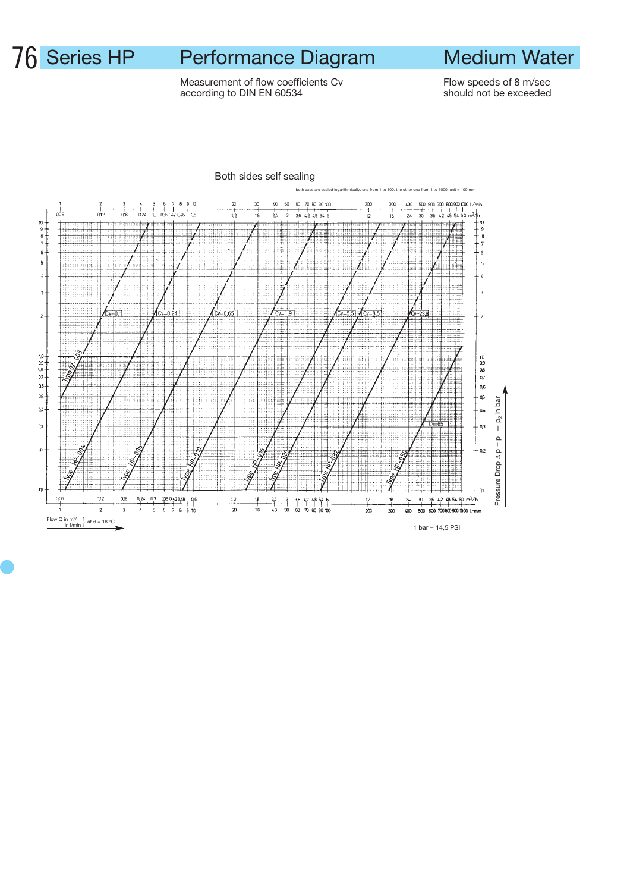# Series HP — Performance Diagram — Medium Water

Measurement of flow coefficients Cv according to DIN EN 60534

Flow speeds of 8 m/sec should not be exceeded

Both sides self sealing

both axes are scaled logarithmically, one from 1 to 100, the other one from 1 to 1000, unit = 100 mm

Cv=0,1
Cv=0,24
Cv=0,65
Cv=1,9
Cv=5,5
Cv=8,5
Cv=23,8
Cv=65

Type 02-003
Type HP-004
Type HP-006
Type HP-010
Type HP-016
Type HP-020
Type HP-032
Type HP-050

Flow Q in m³/h / in l/min } at ϑ = 18 °C

Pressure Drop $\Delta p = P_1 - P_2$ in bar

1 bar = 14,5 PSI